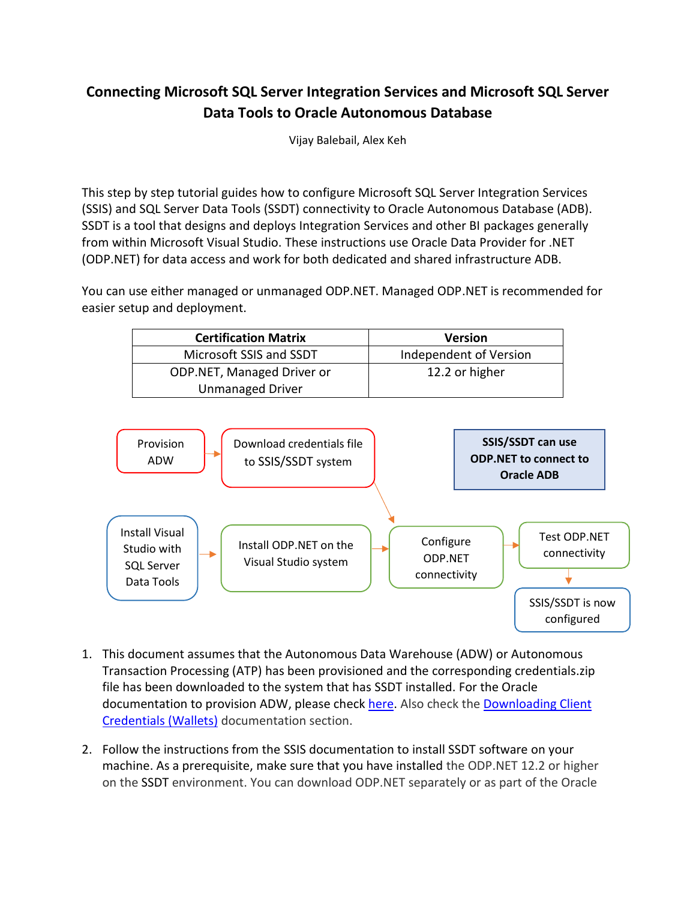# Connecting Microsoft SQL Server Integration Services and Microsoft SQL Server Data Tools to Oracle Autonomous Database

Vijay Balebail, Alex Keh

This step by step tutorial guides how to configure Microsoft SQL Server Integration Services (SSIS) and SQL Server Data Tools (SSDT) connectivity to Oracle Autonomous Database (ADB). SSDT is a tool that designs and deploys Integration Services and other BI packages generally from within Microsoft Visual Studio. These instructions use Oracle Data Provider for .NET (ODP.NET) for data access and work for both dedicated and shared infrastructure ADB.

You can use either managed or unmanaged ODP.NET. Managed ODP.NET is recommended for easier setup and deployment.

| Certification Matrix | Version |
| --- | --- |
| Microsoft SSIS and SSDT | Independent of Version |
| ODP.NET, Managed Driver or Unmanaged Driver | 12.2 or higher |

Provision ADW → Download credentials file to SSIS/SSDT system → Configure ODP.NET connectivity

Install Visual Studio with SQL Server Data Tools → Install ODP.NET on the Visual Studio system → Configure ODP.NET connectivity → Test ODP.NET connectivity → SSIS/SSDT is now configured

**SSIS/SSDT can use ODP.NET to connect to Oracle ADB**

1. This document assumes that the Autonomous Data Warehouse (ADW) or Autonomous Transaction Processing (ATP) has been provisioned and the corresponding credentials.zip file has been downloaded to the system that has SSDT installed. For the Oracle documentation to provision ADW, please check here. Also check the Downloading Client Credentials (Wallets) documentation section.

2. Follow the instructions from the SSIS documentation to install SSDT software on your machine. As a prerequisite, make sure that you have installed the ODP.NET 12.2 or higher on the SSDT environment. You can download ODP.NET separately or as part of the Oracle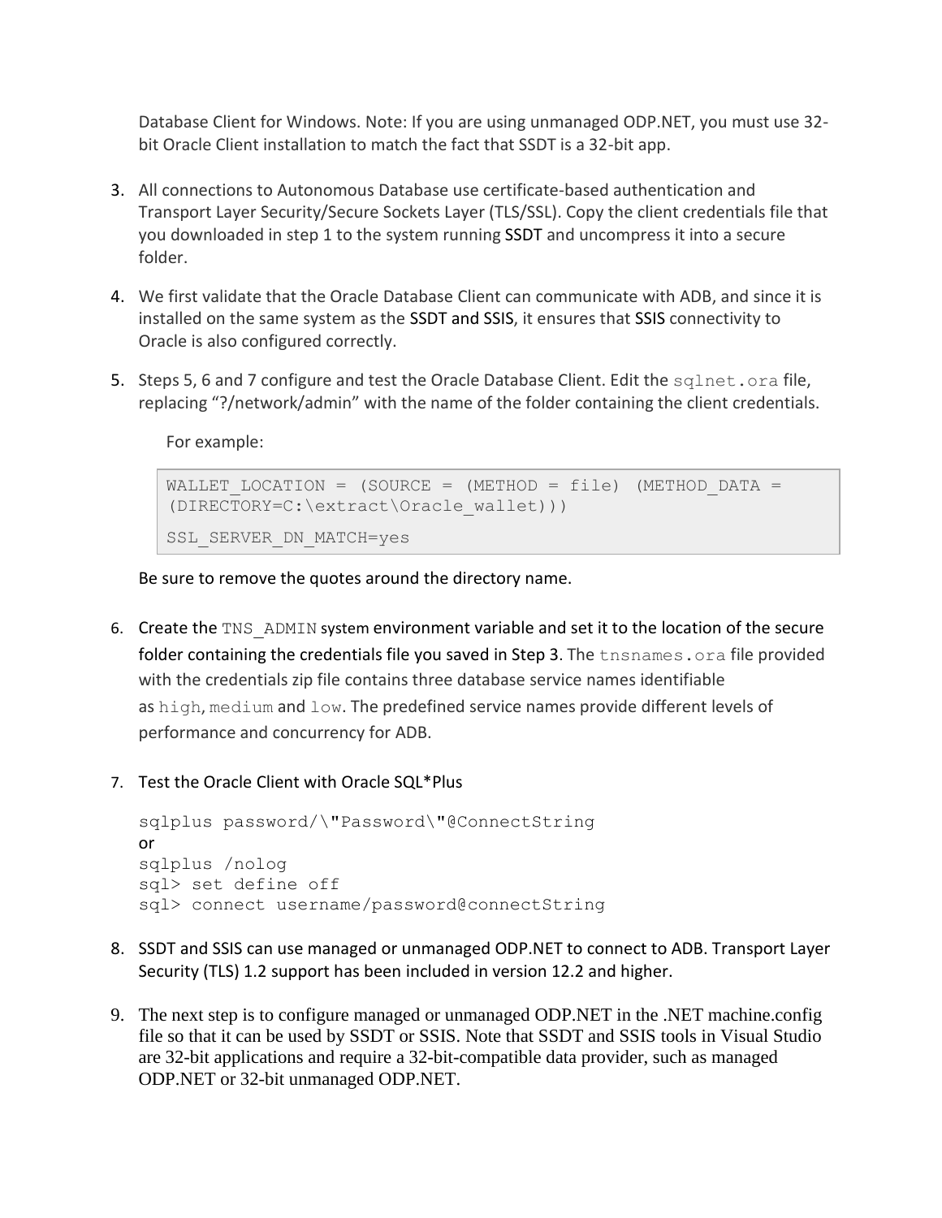Database Client for Windows. Note: If you are using unmanaged ODP.NET, you must use 32-bit Oracle Client installation to match the fact that SSDT is a 32-bit app.

3. All connections to Autonomous Database use certificate-based authentication and Transport Layer Security/Secure Sockets Layer (TLS/SSL). Copy the client credentials file that you downloaded in step 1 to the system running SSDT and uncompress it into a secure folder.

4. We first validate that the Oracle Database Client can communicate with ADB, and since it is installed on the same system as the SSDT and SSIS, it ensures that SSIS connectivity to Oracle is also configured correctly.

5. Steps 5, 6 and 7 configure and test the Oracle Database Client. Edit the `sqlnet.ora` file, replacing "?/network/admin" with the name of the folder containing the client credentials.

   For example:

   ```
   WALLET_LOCATION = (SOURCE = (METHOD = file) (METHOD_DATA =
   (DIRECTORY=C:\extract\Oracle_wallet)))
   SSL_SERVER_DN_MATCH=yes
   ```

   Be sure to remove the quotes around the directory name.

6. Create the `TNS_ADMIN` system environment variable and set it to the location of the secure folder containing the credentials file you saved in Step 3. The `tnsnames.ora` file provided with the credentials zip file contains three database service names identifiable as `high`, `medium` and `low`. The predefined service names provide different levels of performance and concurrency for ADB.

7. Test the Oracle Client with Oracle SQL*Plus

   ```
   sqlplus password/\"Password\"@ConnectString
   ```
   or
   ```
   sqlplus /nolog
   sql> set define off
   sql> connect username/password@connectString
   ```

8. SSDT and SSIS can use managed or unmanaged ODP.NET to connect to ADB. Transport Layer Security (TLS) 1.2 support has been included in version 12.2 and higher.

9. The next step is to configure managed or unmanaged ODP.NET in the .NET machine.config file so that it can be used by SSDT or SSIS. Note that SSDT and SSIS tools in Visual Studio are 32-bit applications and require a 32-bit-compatible data provider, such as managed ODP.NET or 32-bit unmanaged ODP.NET.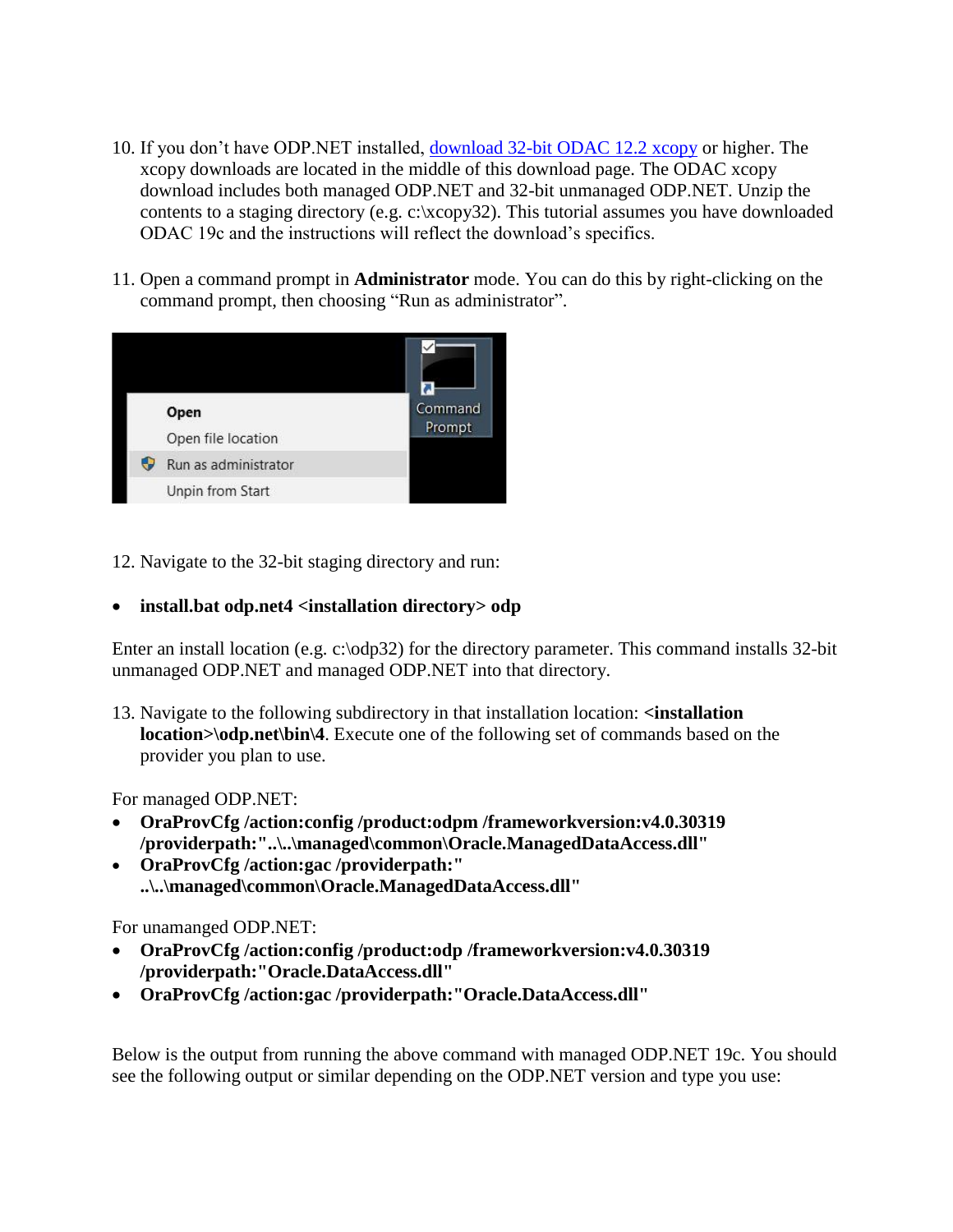10. If you don't have ODP.NET installed, [download 32-bit ODAC 12.2 xcopy]() or higher. The xcopy downloads are located in the middle of this download page. The ODAC xcopy download includes both managed ODP.NET and 32-bit unmanaged ODP.NET. Unzip the contents to a staging directory (e.g. c:\xcopy32). This tutorial assumes you have downloaded ODAC 19c and the instructions will reflect the download's specifics.

11. Open a command prompt in **Administrator** mode. You can do this by right-clicking on the command prompt, then choosing "Run as administrator".

12. Navigate to the 32-bit staging directory and run:

- **install.bat odp.net4 <installation directory> odp**

Enter an install location (e.g. c:\odp32) for the directory parameter. This command installs 32-bit unmanaged ODP.NET and managed ODP.NET into that directory.

13. Navigate to the following subdirectory in that installation location: **<installation location>\odp.net\bin\4**. Execute one of the following set of commands based on the provider you plan to use.

For managed ODP.NET:

- **OraProvCfg /action:config /product:odpm /frameworkversion:v4.0.30319 /providerpath:"..\..\managed\common\Oracle.ManagedDataAccess.dll"**
- **OraProvCfg /action:gac /providerpath:" ..\..\managed\common\Oracle.ManagedDataAccess.dll"**

For unamanged ODP.NET:

- **OraProvCfg /action:config /product:odp /frameworkversion:v4.0.30319 /providerpath:"Oracle.DataAccess.dll"**
- **OraProvCfg /action:gac /providerpath:"Oracle.DataAccess.dll"**

Below is the output from running the above command with managed ODP.NET 19c. You should see the following output or similar depending on the ODP.NET version and type you use: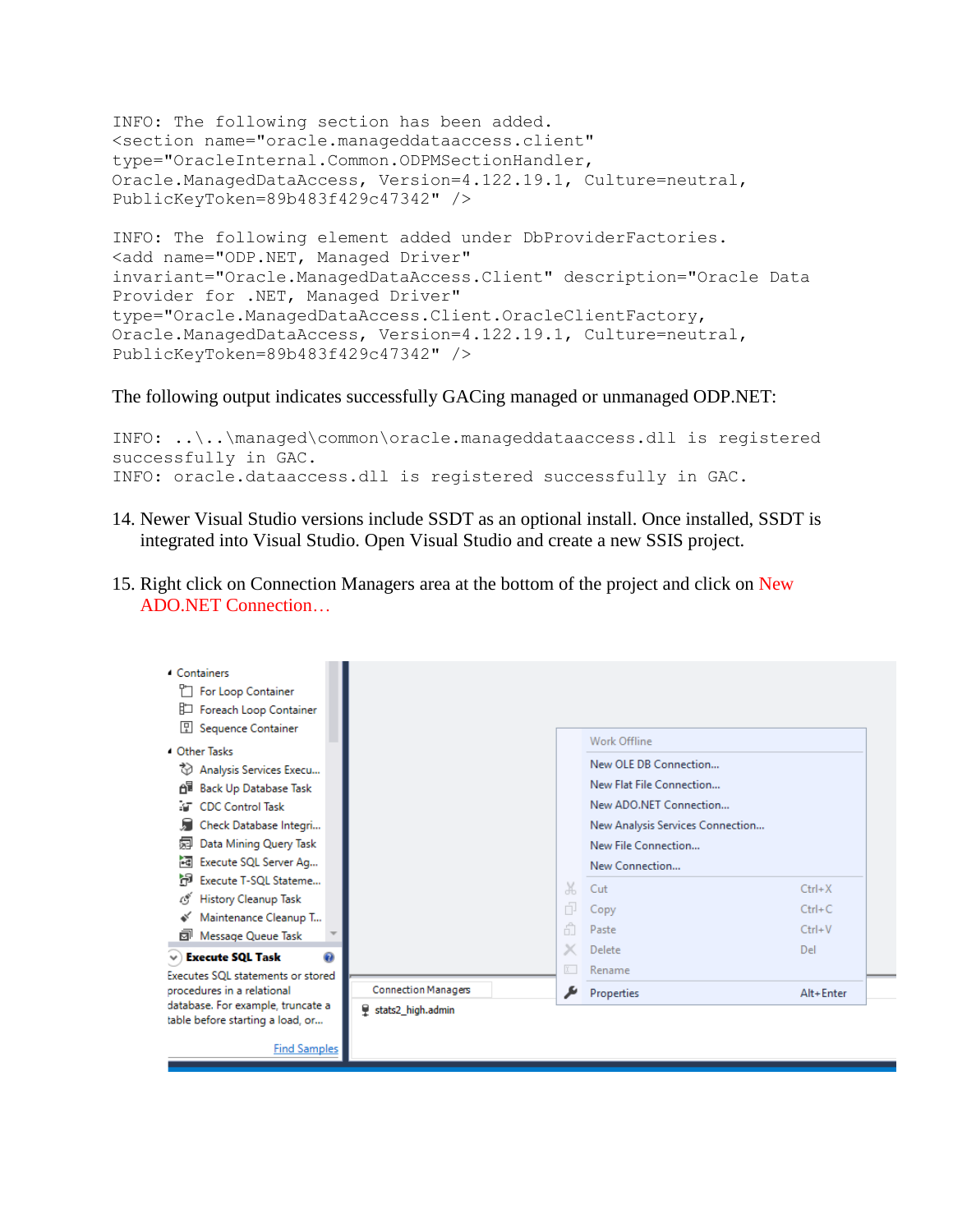```
INFO: The following section has been added.
<section name="oracle.manageddataaccess.client"
type="OracleInternal.Common.ODPMSectionHandler,
Oracle.ManagedDataAccess, Version=4.122.19.1, Culture=neutral,
PublicKeyToken=89b483f429c47342" />

INFO: The following element added under DbProviderFactories.
<add name="ODP.NET, Managed Driver"
invariant="Oracle.ManagedDataAccess.Client" description="Oracle Data
Provider for .NET, Managed Driver"
type="Oracle.ManagedDataAccess.Client.OracleClientFactory,
Oracle.ManagedDataAccess, Version=4.122.19.1, Culture=neutral,
PublicKeyToken=89b483f429c47342" />
```

The following output indicates successfully GACing managed or unmanaged ODP.NET:

```
INFO: ..\..\managed\common\oracle.manageddataaccess.dll is registered
successfully in GAC.
INFO: oracle.dataaccess.dll is registered successfully in GAC.
```

14. Newer Visual Studio versions include SSDT as an optional install. Once installed, SSDT is integrated into Visual Studio. Open Visual Studio and create a new SSIS project.

15. Right click on Connection Managers area at the bottom of the project and click on New ADO.NET Connection…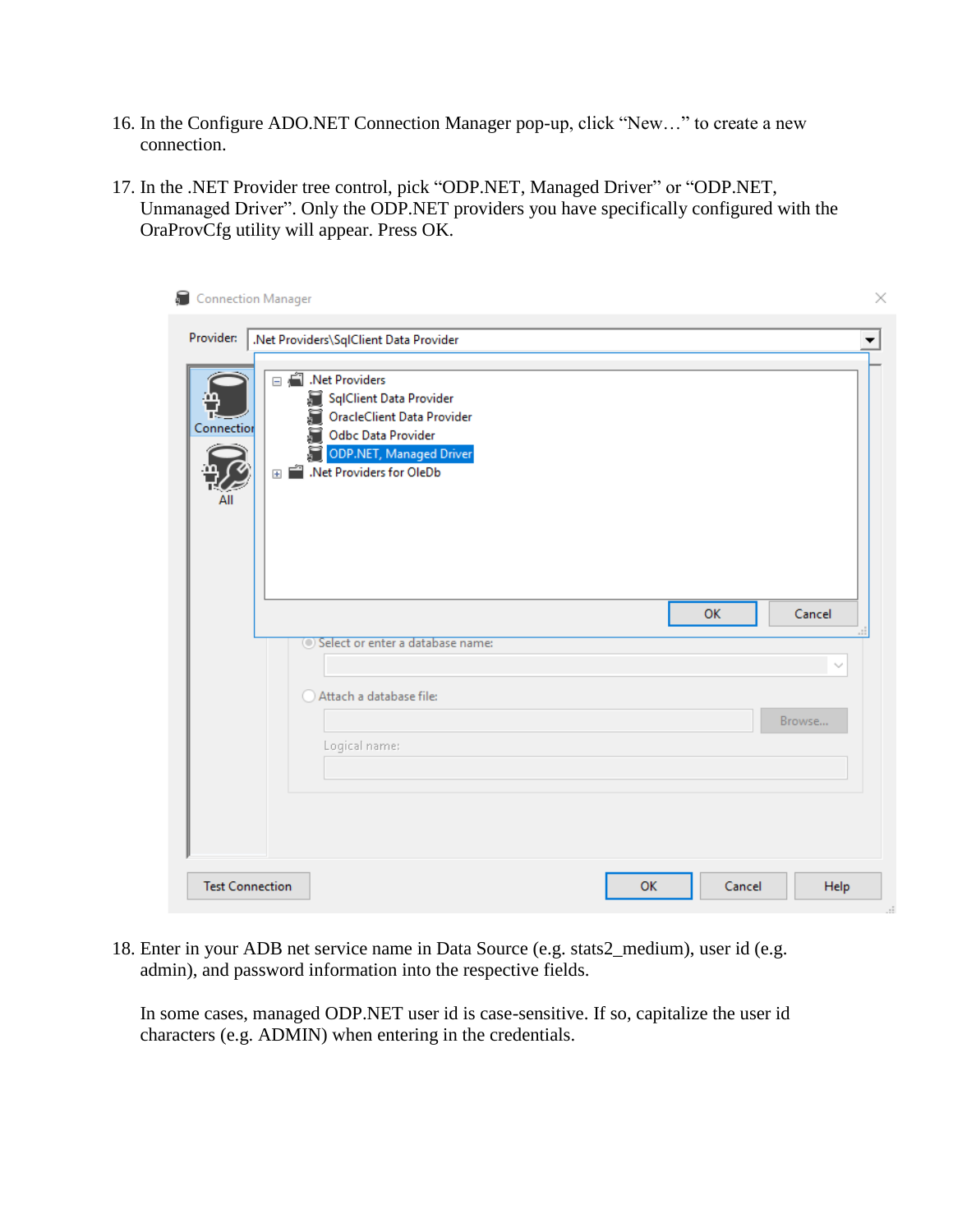16. In the Configure ADO.NET Connection Manager pop-up, click “New…” to create a new connection.

17. In the .NET Provider tree control, pick “ODP.NET, Managed Driver” or “ODP.NET, Unmanaged Driver”. Only the ODP.NET providers you have specifically configured with the OraProvCfg utility will appear. Press OK.

18. Enter in your ADB net service name in Data Source (e.g. stats2_medium), user id (e.g. admin), and password information into the respective fields.

    In some cases, managed ODP.NET user id is case-sensitive. If so, capitalize the user id characters (e.g. ADMIN) when entering in the credentials.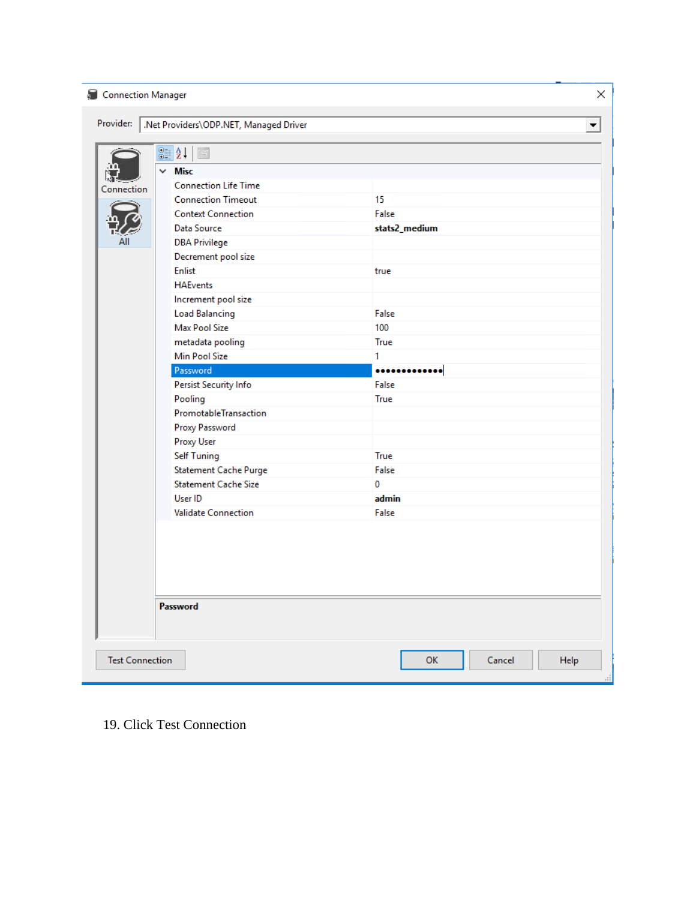Connection Manager

Provider: .Net Providers\ODP.NET, Managed Driver

Connection

All

**Misc**

| Property | Value |
|---|---|
| Connection Life Time | |
| Connection Timeout | 15 |
| Context Connection | False |
| Data Source | **stats2_medium** |
| DBA Privilege | |
| Decrement pool size | |
| Enlist | true |
| HAEvents | |
| Increment pool size | |
| Load Balancing | False |
| Max Pool Size | 100 |
| metadata pooling | True |
| Min Pool Size | 1 |
| Password | ••••••••••••• |
| Persist Security Info | False |
| Pooling | True |
| PromotableTransaction | |
| Proxy Password | |
| Proxy User | |
| Self Tuning | True |
| Statement Cache Purge | False |
| Statement Cache Size | 0 |
| User ID | **admin** |
| Validate Connection | False |

**Password**

Test Connection | OK | Cancel | Help

19. Click Test Connection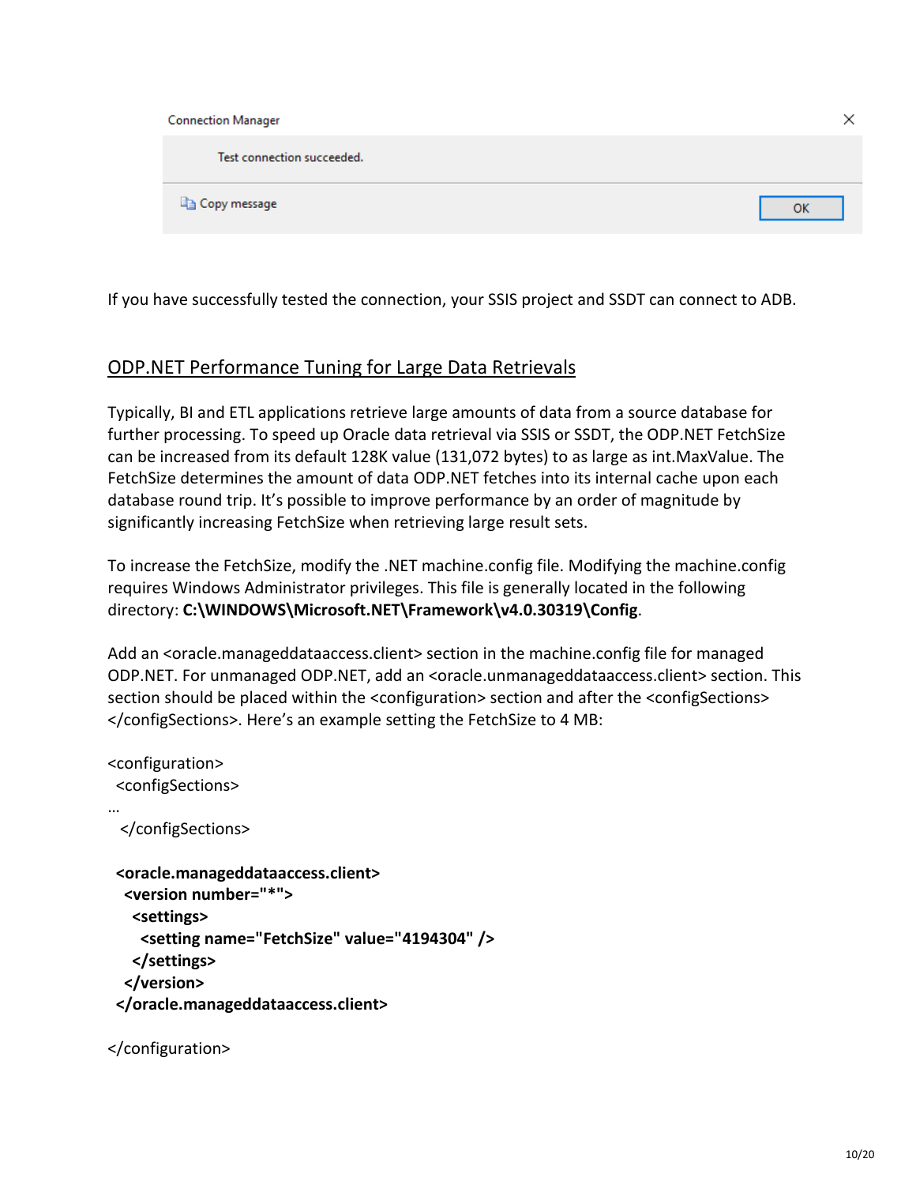Connection Manager

Test connection succeeded.

Copy message

OK

If you have successfully tested the connection, your SSIS project and SSDT can connect to ADB.

## ODP.NET Performance Tuning for Large Data Retrievals

Typically, BI and ETL applications retrieve large amounts of data from a source database for further processing. To speed up Oracle data retrieval via SSIS or SSDT, the ODP.NET FetchSize can be increased from its default 128K value (131,072 bytes) to as large as int.MaxValue. The FetchSize determines the amount of data ODP.NET fetches into its internal cache upon each database round trip. It's possible to improve performance by an order of magnitude by significantly increasing FetchSize when retrieving large result sets.

To increase the FetchSize, modify the .NET machine.config file. Modifying the machine.config requires Windows Administrator privileges. This file is generally located in the following directory: **C:\WINDOWS\Microsoft.NET\Framework\v4.0.30319\Config**.

Add an <oracle.manageddataaccess.client> section in the machine.config file for managed ODP.NET. For unmanaged ODP.NET, add an <oracle.unmanageddataaccess.client> section. This section should be placed within the <configuration> section and after the <configSections> </configSections>. Here's an example setting the FetchSize to 4 MB:

```
<configuration>
  <configSections>
…
  </configSections>

  <oracle.manageddataaccess.client>
    <version number="*">
      <settings>
        <setting name="FetchSize" value="4194304" />
      </settings>
    </version>
  </oracle.manageddataaccess.client>

</configuration>
```